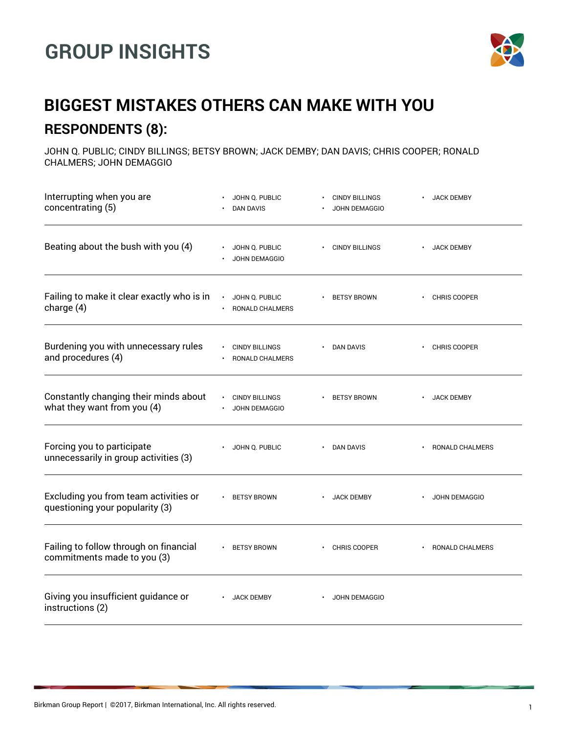# GROUP INSIGHTS

## BIGGEST MISTAKES OTHERS CAN MAKE WITH YOU

### RESPONDENTS (8):

JOHN Q. PUBLIC; CINDY BILLINGS; BETSY BROWN; JACK DEMBY; DAN DAVIS; CHRIS COOPER; RONALD CHALMERS; JOHN DEMAGGIO

| Mistake | Respondents |
|---|---|
| Interrupting when you are concentrating (5) | JOHN Q. PUBLIC; CINDY BILLINGS; JACK DEMBY; DAN DAVIS; JOHN DEMAGGIO |
| Beating about the bush with you (4) | JOHN Q. PUBLIC; CINDY BILLINGS; JACK DEMBY; JOHN DEMAGGIO |
| Failing to make it clear exactly who is in charge (4) | JOHN Q. PUBLIC; BETSY BROWN; CHRIS COOPER; RONALD CHALMERS |
| Burdening you with unnecessary rules and procedures (4) | CINDY BILLINGS; DAN DAVIS; CHRIS COOPER; RONALD CHALMERS |
| Constantly changing their minds about what they want from you (4) | CINDY BILLINGS; BETSY BROWN; JACK DEMBY; JOHN DEMAGGIO |
| Forcing you to participate unnecessarily in group activities (3) | JOHN Q. PUBLIC; DAN DAVIS; RONALD CHALMERS |
| Excluding you from team activities or questioning your popularity (3) | BETSY BROWN; JACK DEMBY; JOHN DEMAGGIO |
| Failing to follow through on financial commitments made to you (3) | BETSY BROWN; CHRIS COOPER; RONALD CHALMERS |
| Giving you insufficient guidance or instructions (2) | JACK DEMBY; JOHN DEMAGGIO |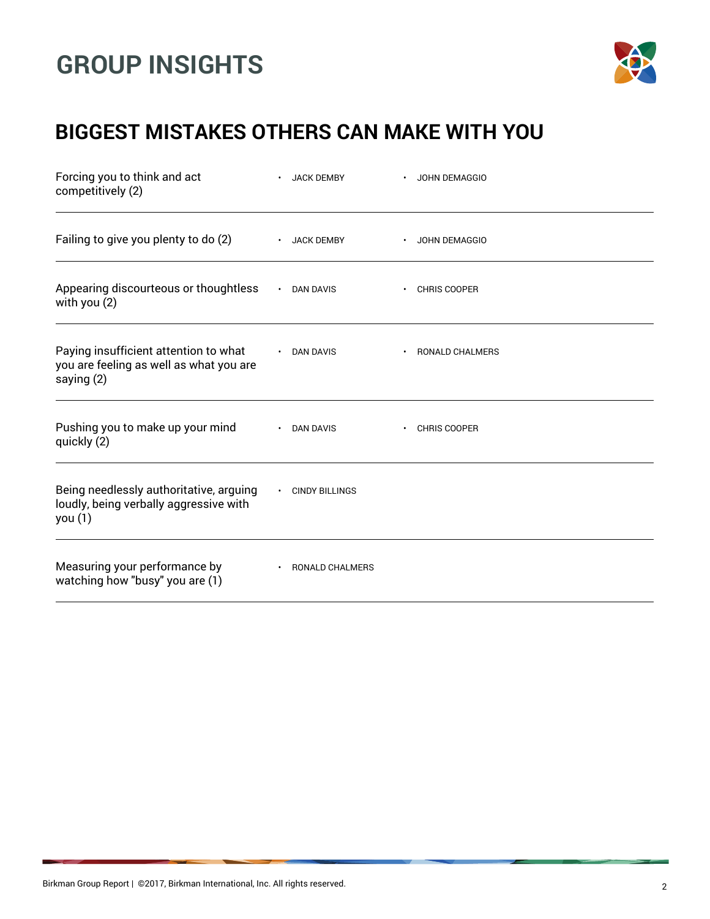# GROUP INSIGHTS

## BIGGEST MISTAKES OTHERS CAN MAKE WITH YOU

| | | |
|---|---|---|
| Forcing you to think and act competitively (2) | • JACK DEMBY | • JOHN DEMAGGIO |
| Failing to give you plenty to do (2) | • JACK DEMBY | • JOHN DEMAGGIO |
| Appearing discourteous or thoughtless with you (2) | • DAN DAVIS | • CHRIS COOPER |
| Paying insufficient attention to what you are feeling as well as what you are saying (2) | • DAN DAVIS | • RONALD CHALMERS |
| Pushing you to make up your mind quickly (2) | • DAN DAVIS | • CHRIS COOPER |
| Being needlessly authoritative, arguing loudly, being verbally aggressive with you (1) | • CINDY BILLINGS | |
| Measuring your performance by watching how "busy" you are (1) | • RONALD CHALMERS | |

Birkman Group Report | ©2017, Birkman International, Inc. All rights reserved.